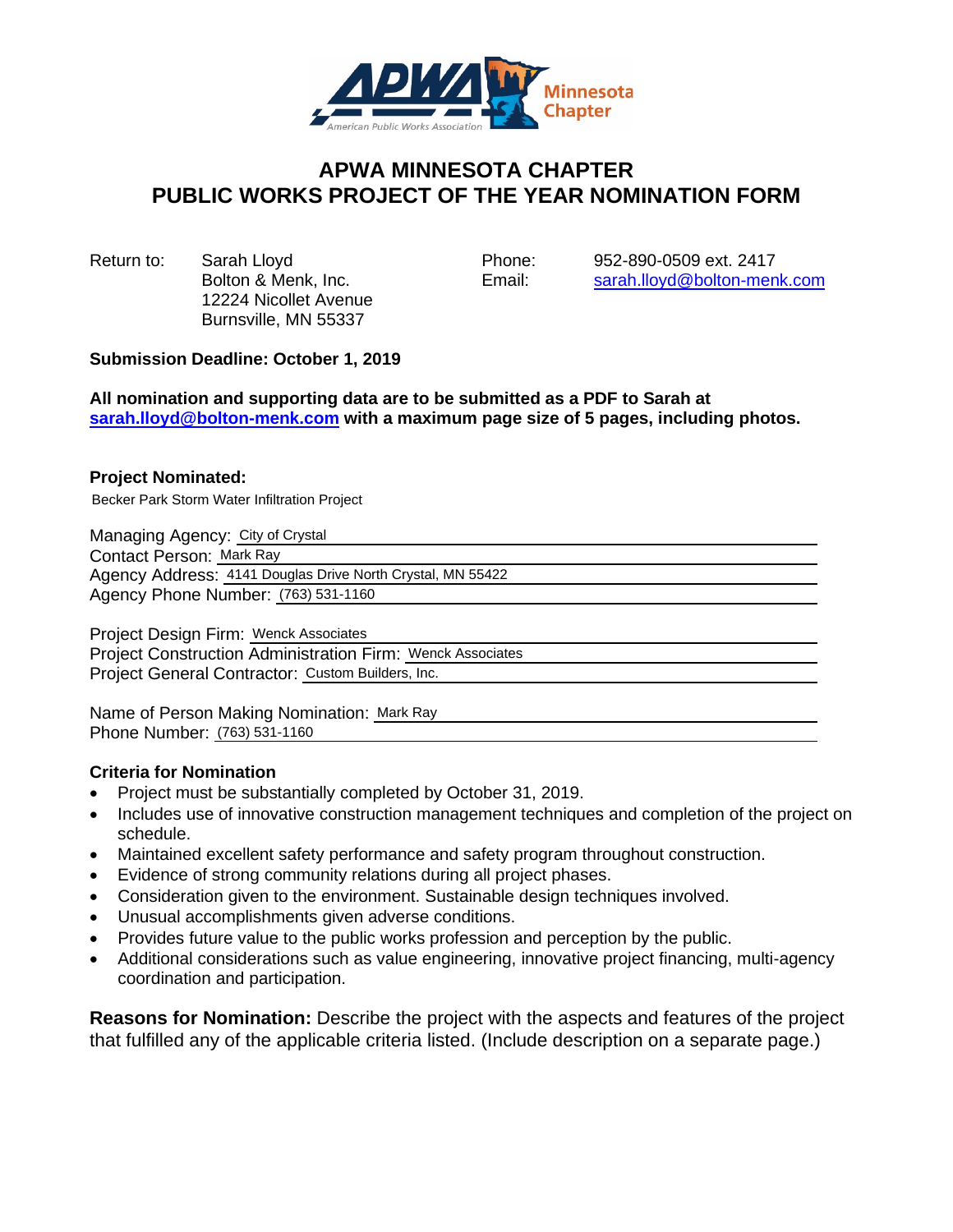# APWA MINNESOTA CHAPTER
# PUBLIC WORKS PROJECT OF THE YEAR NOMINATION FORM

Return to: Sarah Lloyd
Bolton & Menk, Inc.
12224 Nicollet Avenue
Burnsville, MN 55337

Phone: 952-890-0509 ext. 2417
Email: sarah.lloyd@bolton-menk.com

**Submission Deadline: October 1, 2019**

**All nomination and supporting data are to be submitted as a PDF to Sarah at sarah.lloyd@bolton-menk.com with a maximum page size of 5 pages, including photos.**

**Project Nominated:**

Becker Park Storm Water Infiltration Project

Managing Agency: City of Crystal
Contact Person: Mark Ray
Agency Address: 4141 Douglas Drive North Crystal, MN 55422
Agency Phone Number: (763) 531-1160

Project Design Firm: Wenck Associates
Project Construction Administration Firm: Wenck Associates
Project General Contractor: Custom Builders, Inc.

Name of Person Making Nomination: Mark Ray
Phone Number: (763) 531-1160

**Criteria for Nomination**

- Project must be substantially completed by October 31, 2019.
- Includes use of innovative construction management techniques and completion of the project on schedule.
- Maintained excellent safety performance and safety program throughout construction.
- Evidence of strong community relations during all project phases.
- Consideration given to the environment. Sustainable design techniques involved.
- Unusual accomplishments given adverse conditions.
- Provides future value to the public works profession and perception by the public.
- Additional considerations such as value engineering, innovative project financing, multi-agency coordination and participation.

**Reasons for Nomination:** Describe the project with the aspects and features of the project that fulfilled any of the applicable criteria listed. (Include description on a separate page.)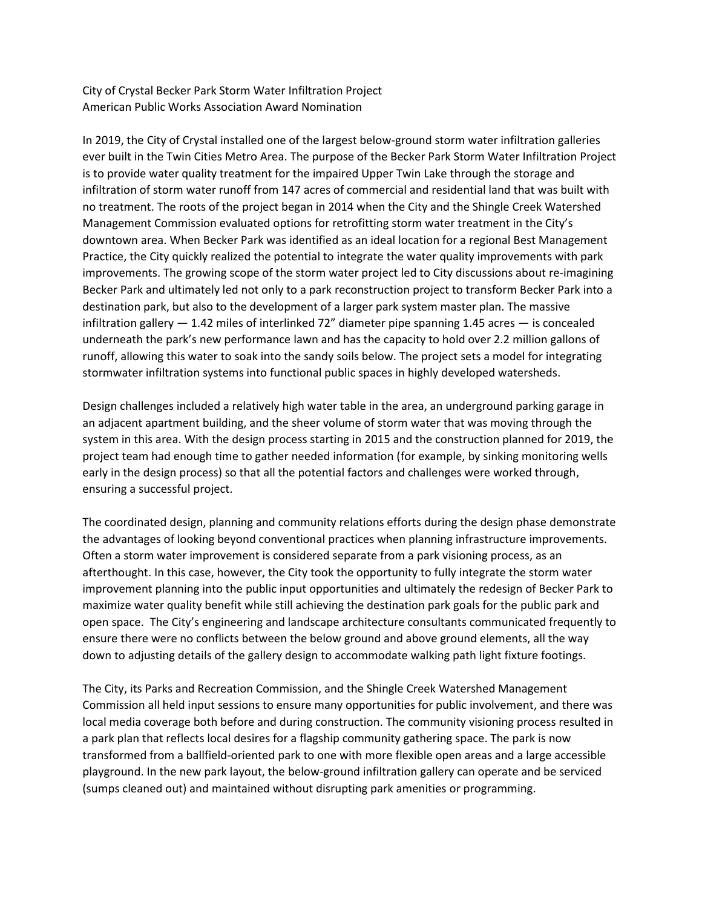City of Crystal Becker Park Storm Water Infiltration Project
American Public Works Association Award Nomination

In 2019, the City of Crystal installed one of the largest below-ground storm water infiltration galleries ever built in the Twin Cities Metro Area. The purpose of the Becker Park Storm Water Infiltration Project is to provide water quality treatment for the impaired Upper Twin Lake through the storage and infiltration of storm water runoff from 147 acres of commercial and residential land that was built with no treatment. The roots of the project began in 2014 when the City and the Shingle Creek Watershed Management Commission evaluated options for retrofitting storm water treatment in the City's downtown area. When Becker Park was identified as an ideal location for a regional Best Management Practice, the City quickly realized the potential to integrate the water quality improvements with park improvements. The growing scope of the storm water project led to City discussions about re-imagining Becker Park and ultimately led not only to a park reconstruction project to transform Becker Park into a destination park, but also to the development of a larger park system master plan. The massive infiltration gallery — 1.42 miles of interlinked 72" diameter pipe spanning 1.45 acres — is concealed underneath the park's new performance lawn and has the capacity to hold over 2.2 million gallons of runoff, allowing this water to soak into the sandy soils below. The project sets a model for integrating stormwater infiltration systems into functional public spaces in highly developed watersheds.

Design challenges included a relatively high water table in the area, an underground parking garage in an adjacent apartment building, and the sheer volume of storm water that was moving through the system in this area. With the design process starting in 2015 and the construction planned for 2019, the project team had enough time to gather needed information (for example, by sinking monitoring wells early in the design process) so that all the potential factors and challenges were worked through, ensuring a successful project.

The coordinated design, planning and community relations efforts during the design phase demonstrate the advantages of looking beyond conventional practices when planning infrastructure improvements. Often a storm water improvement is considered separate from a park visioning process, as an afterthought. In this case, however, the City took the opportunity to fully integrate the storm water improvement planning into the public input opportunities and ultimately the redesign of Becker Park to maximize water quality benefit while still achieving the destination park goals for the public park and open space. The City's engineering and landscape architecture consultants communicated frequently to ensure there were no conflicts between the below ground and above ground elements, all the way down to adjusting details of the gallery design to accommodate walking path light fixture footings.

The City, its Parks and Recreation Commission, and the Shingle Creek Watershed Management Commission all held input sessions to ensure many opportunities for public involvement, and there was local media coverage both before and during construction. The community visioning process resulted in a park plan that reflects local desires for a flagship community gathering space. The park is now transformed from a ballfield-oriented park to one with more flexible open areas and a large accessible playground. In the new park layout, the below-ground infiltration gallery can operate and be serviced (sumps cleaned out) and maintained without disrupting park amenities or programming.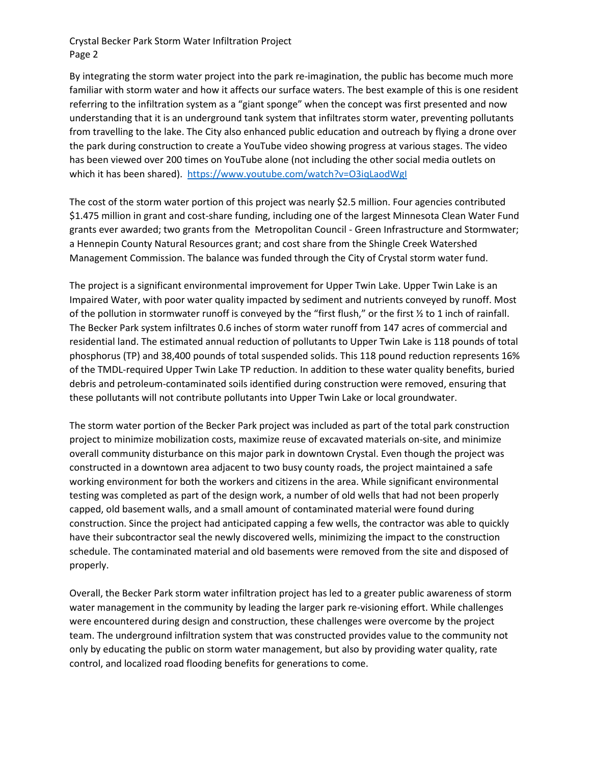By integrating the storm water project into the park re-imagination, the public has become much more familiar with storm water and how it affects our surface waters. The best example of this is one resident referring to the infiltration system as a "giant sponge" when the concept was first presented and now understanding that it is an underground tank system that infiltrates storm water, preventing pollutants from travelling to the lake. The City also enhanced public education and outreach by flying a drone over the park during construction to create a YouTube video showing progress at various stages. The video has been viewed over 200 times on YouTube alone (not including the other social media outlets on which it has been shared). https://www.youtube.com/watch?v=O3iqLaodWgI

The cost of the storm water portion of this project was nearly $2.5 million. Four agencies contributed $1.475 million in grant and cost-share funding, including one of the largest Minnesota Clean Water Fund grants ever awarded; two grants from the Metropolitan Council - Green Infrastructure and Stormwater; a Hennepin County Natural Resources grant; and cost share from the Shingle Creek Watershed Management Commission. The balance was funded through the City of Crystal storm water fund.

The project is a significant environmental improvement for Upper Twin Lake. Upper Twin Lake is an Impaired Water, with poor water quality impacted by sediment and nutrients conveyed by runoff. Most of the pollution in stormwater runoff is conveyed by the "first flush," or the first ½ to 1 inch of rainfall. The Becker Park system infiltrates 0.6 inches of storm water runoff from 147 acres of commercial and residential land. The estimated annual reduction of pollutants to Upper Twin Lake is 118 pounds of total phosphorus (TP) and 38,400 pounds of total suspended solids. This 118 pound reduction represents 16% of the TMDL-required Upper Twin Lake TP reduction. In addition to these water quality benefits, buried debris and petroleum-contaminated soils identified during construction were removed, ensuring that these pollutants will not contribute pollutants into Upper Twin Lake or local groundwater.

The storm water portion of the Becker Park project was included as part of the total park construction project to minimize mobilization costs, maximize reuse of excavated materials on-site, and minimize overall community disturbance on this major park in downtown Crystal. Even though the project was constructed in a downtown area adjacent to two busy county roads, the project maintained a safe working environment for both the workers and citizens in the area. While significant environmental testing was completed as part of the design work, a number of old wells that had not been properly capped, old basement walls, and a small amount of contaminated material were found during construction. Since the project had anticipated capping a few wells, the contractor was able to quickly have their subcontractor seal the newly discovered wells, minimizing the impact to the construction schedule. The contaminated material and old basements were removed from the site and disposed of properly.

Overall, the Becker Park storm water infiltration project has led to a greater public awareness of storm water management in the community by leading the larger park re-visioning effort. While challenges were encountered during design and construction, these challenges were overcome by the project team. The underground infiltration system that was constructed provides value to the community not only by educating the public on storm water management, but also by providing water quality, rate control, and localized road flooding benefits for generations to come.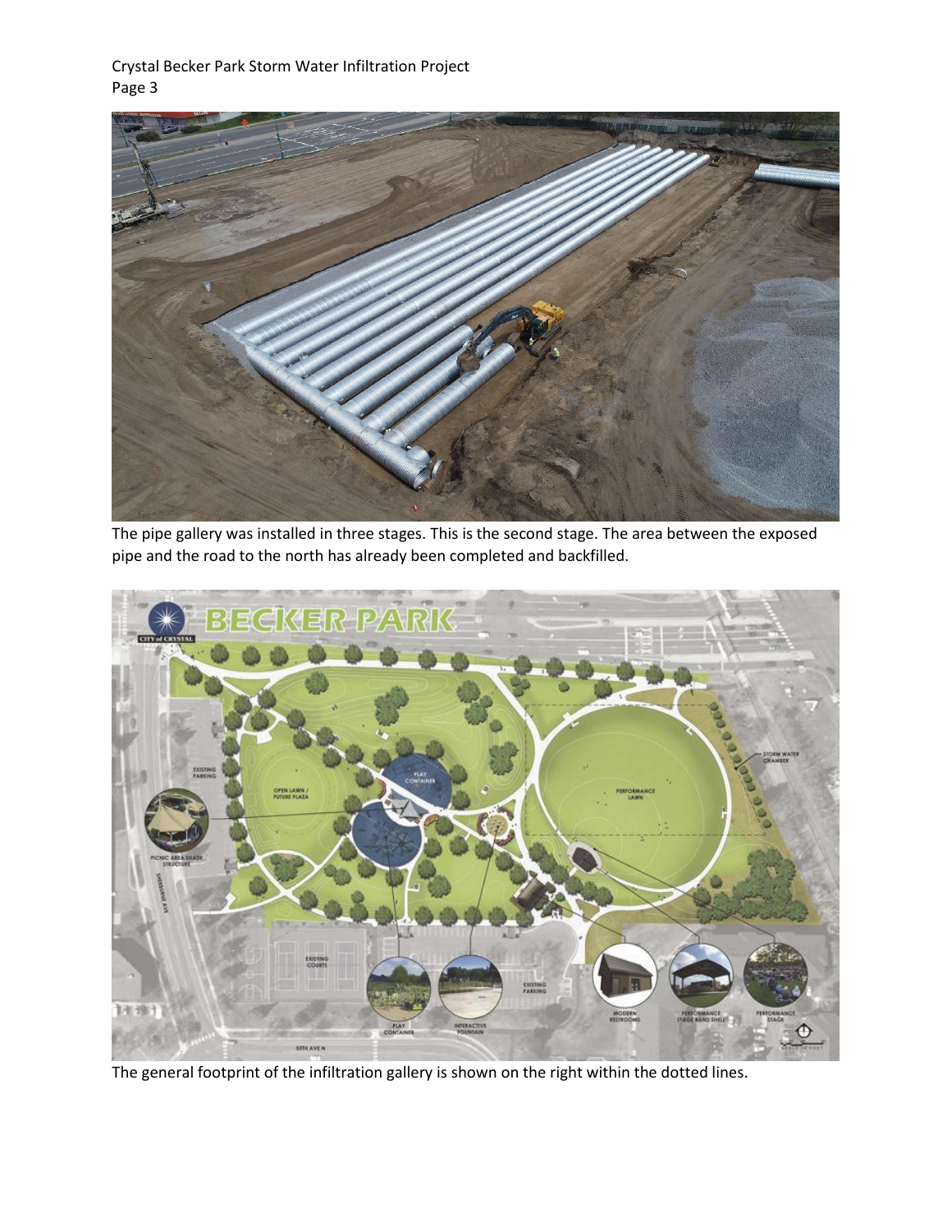The pipe gallery was installed in three stages. This is the second stage. The area between the exposed pipe and the road to the north has already been completed and backfilled.

The general footprint of the infiltration gallery is shown on the right within the dotted lines.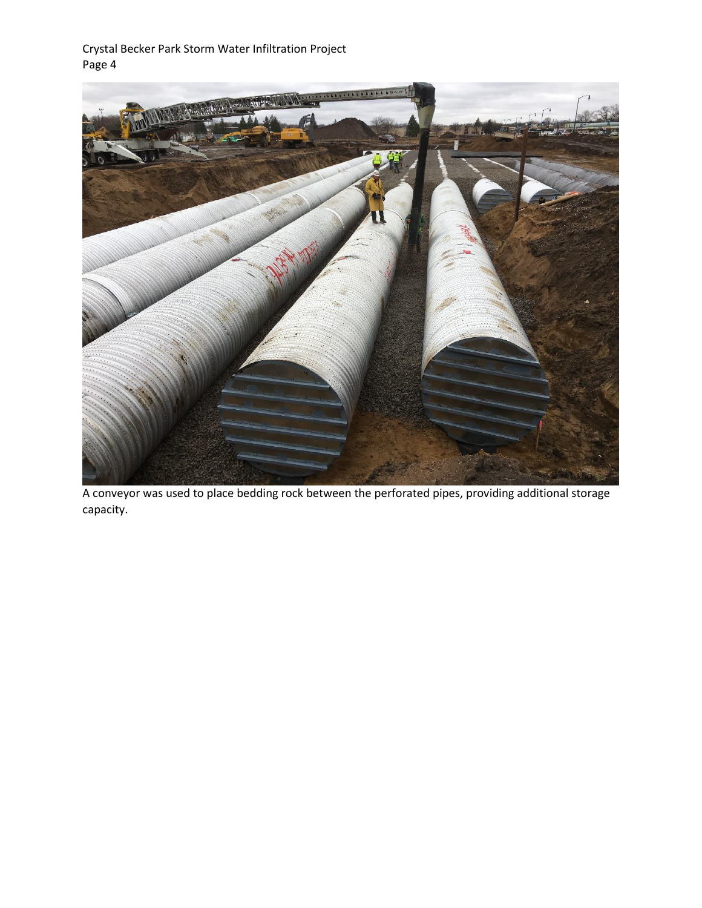A conveyor was used to place bedding rock between the perforated pipes, providing additional storage capacity.